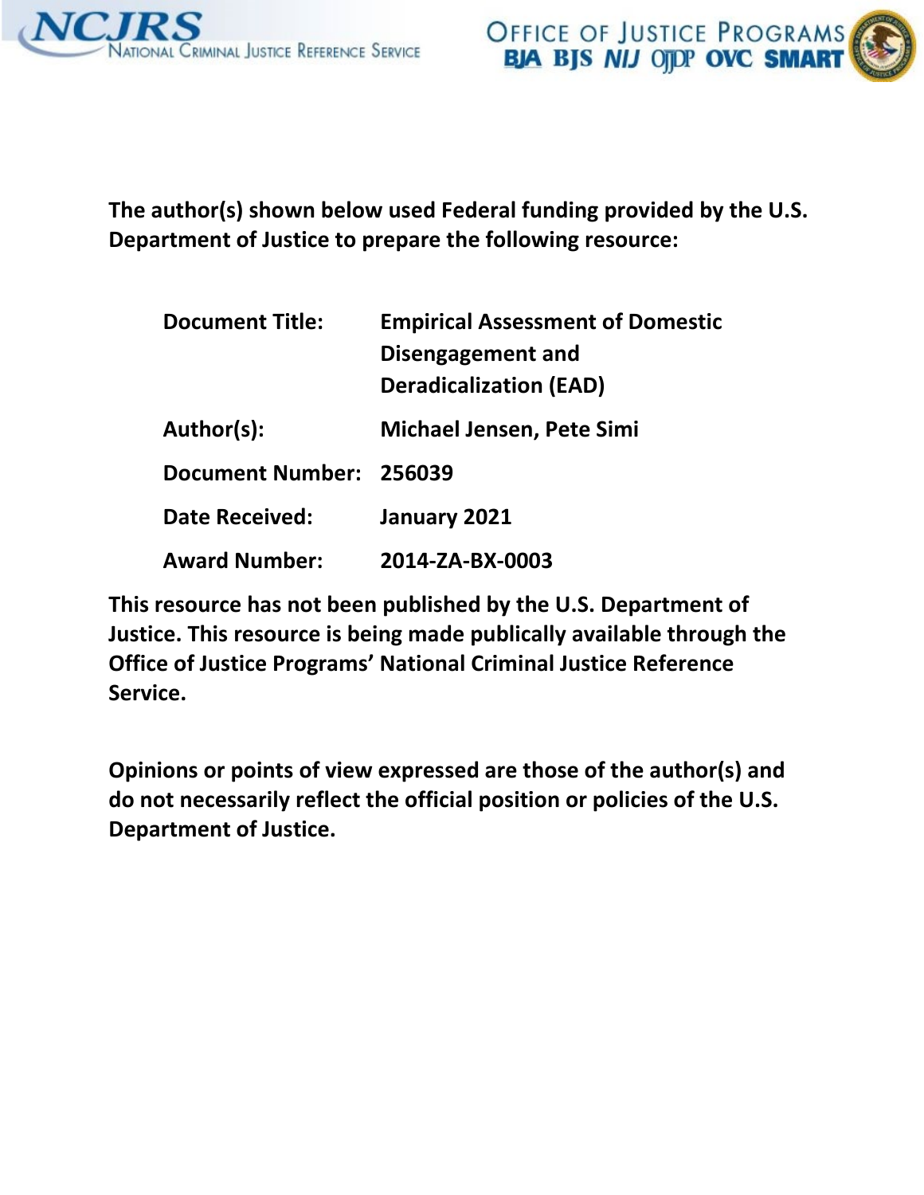The author(s) shown below used Federal funding provided by the U.S. Department of Justice to prepare the following resource:

| | |
|---|---|
| **Document Title:** | **Empirical Assessment of Domestic Disengagement and Deradicalization (EAD)** |
| **Author(s):** | **Michael Jensen, Pete Simi** |
| **Document Number:** | **256039** |
| **Date Received:** | **January 2021** |
| **Award Number:** | **2014-ZA-BX-0003** |

**This resource has not been published by the U.S. Department of Justice. This resource is being made publically available through the Office of Justice Programs' National Criminal Justice Reference Service.**

**Opinions or points of view expressed are those of the author(s) and do not necessarily reflect the official position or policies of the U.S. Department of Justice.**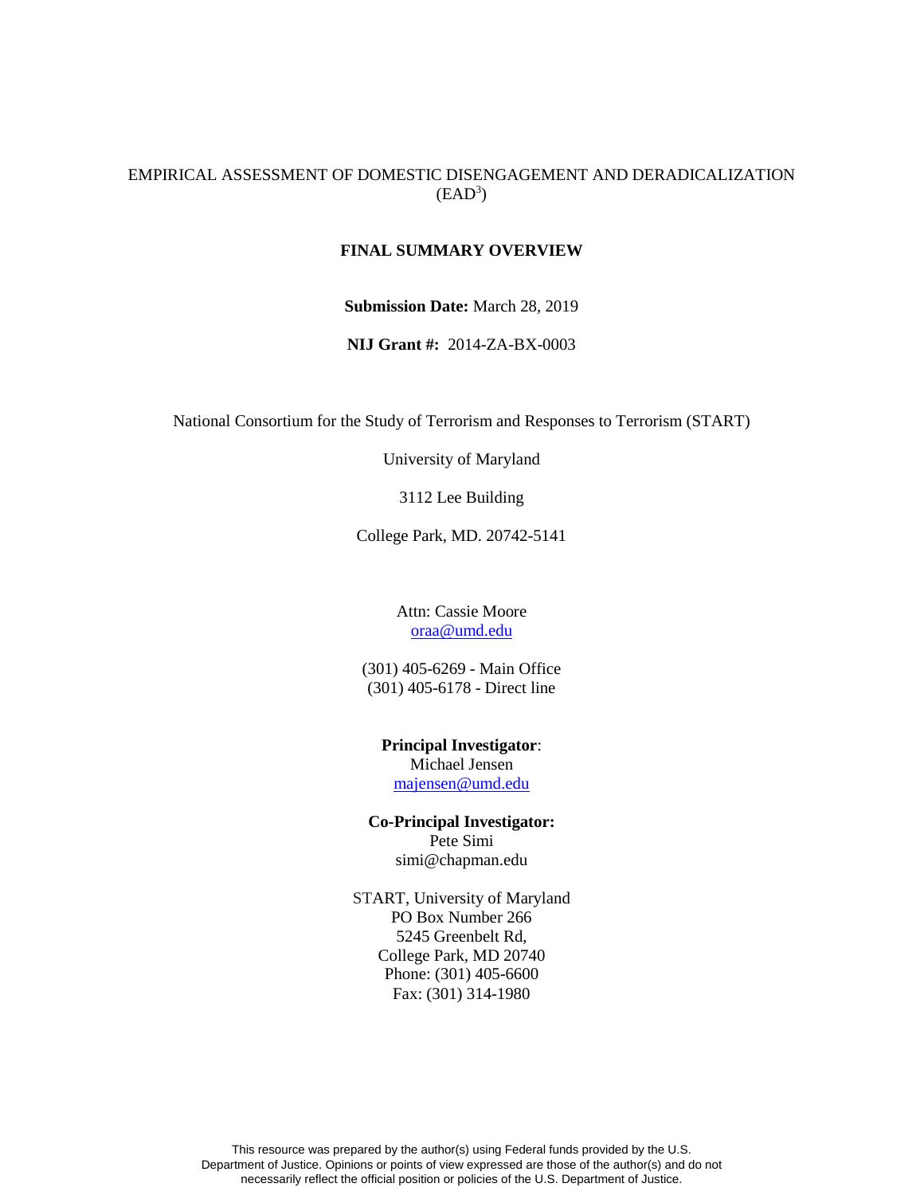EMPIRICAL ASSESSMENT OF DOMESTIC DISENGAGEMENT AND DERADICALIZATION ($EAD^3$)

**FINAL SUMMARY OVERVIEW**

**Submission Date:** March 28, 2019

**NIJ Grant #:** 2014-ZA-BX-0003

National Consortium for the Study of Terrorism and Responses to Terrorism (START)

University of Maryland

3112 Lee Building

College Park, MD. 20742-5141

Attn: Cassie Moore
oraa@umd.edu

(301) 405-6269 - Main Office
(301) 405-6178 - Direct line

**Principal Investigator**:
Michael Jensen
majensen@umd.edu

**Co-Principal Investigator:**
Pete Simi
simi@chapman.edu

START, University of Maryland
PO Box Number 266
5245 Greenbelt Rd,
College Park, MD 20740
Phone: (301) 405-6600
Fax: (301) 314-1980

This resource was prepared by the author(s) using Federal funds provided by the U.S. Department of Justice. Opinions or points of view expressed are those of the author(s) and do not necessarily reflect the official position or policies of the U.S. Department of Justice.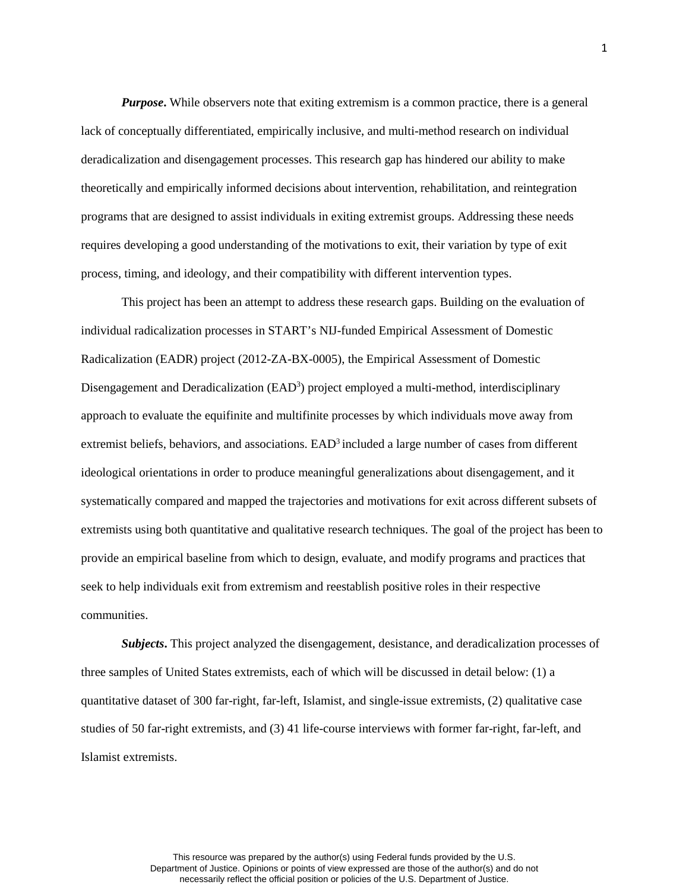***Purpose*.** While observers note that exiting extremism is a common practice, there is a general lack of conceptually differentiated, empirically inclusive, and multi-method research on individual deradicalization and disengagement processes. This research gap has hindered our ability to make theoretically and empirically informed decisions about intervention, rehabilitation, and reintegration programs that are designed to assist individuals in exiting extremist groups. Addressing these needs requires developing a good understanding of the motivations to exit, their variation by type of exit process, timing, and ideology, and their compatibility with different intervention types.

This project has been an attempt to address these research gaps. Building on the evaluation of individual radicalization processes in START's NIJ-funded Empirical Assessment of Domestic Radicalization (EADR) project (2012-ZA-BX-0005), the Empirical Assessment of Domestic Disengagement and Deradicalization ($EAD^3$) project employed a multi-method, interdisciplinary approach to evaluate the equifinite and multifinite processes by which individuals move away from extremist beliefs, behaviors, and associations. $EAD^3$ included a large number of cases from different ideological orientations in order to produce meaningful generalizations about disengagement, and it systematically compared and mapped the trajectories and motivations for exit across different subsets of extremists using both quantitative and qualitative research techniques. The goal of the project has been to provide an empirical baseline from which to design, evaluate, and modify programs and practices that seek to help individuals exit from extremism and reestablish positive roles in their respective communities.

***Subjects*.** This project analyzed the disengagement, desistance, and deradicalization processes of three samples of United States extremists, each of which will be discussed in detail below: (1) a quantitative dataset of 300 far-right, far-left, Islamist, and single-issue extremists, (2) qualitative case studies of 50 far-right extremists, and (3) 41 life-course interviews with former far-right, far-left, and Islamist extremists.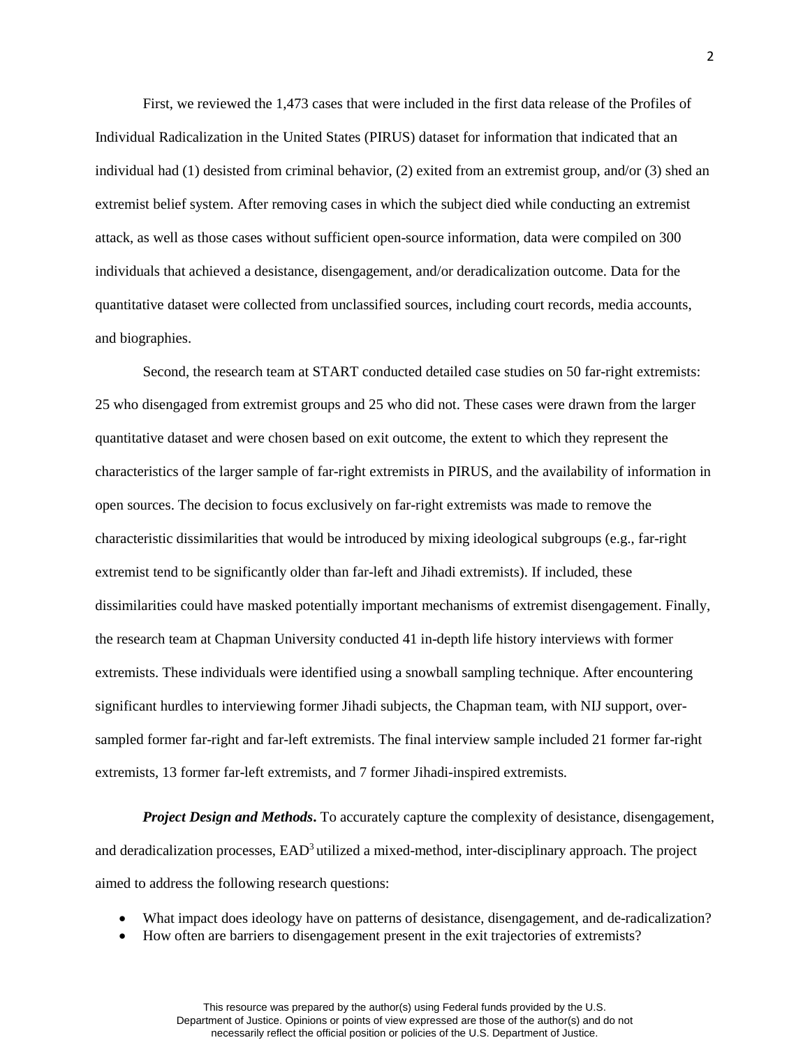First, we reviewed the 1,473 cases that were included in the first data release of the Profiles of Individual Radicalization in the United States (PIRUS) dataset for information that indicated that an individual had (1) desisted from criminal behavior, (2) exited from an extremist group, and/or (3) shed an extremist belief system. After removing cases in which the subject died while conducting an extremist attack, as well as those cases without sufficient open-source information, data were compiled on 300 individuals that achieved a desistance, disengagement, and/or deradicalization outcome. Data for the quantitative dataset were collected from unclassified sources, including court records, media accounts, and biographies.

Second, the research team at START conducted detailed case studies on 50 far-right extremists: 25 who disengaged from extremist groups and 25 who did not. These cases were drawn from the larger quantitative dataset and were chosen based on exit outcome, the extent to which they represent the characteristics of the larger sample of far-right extremists in PIRUS, and the availability of information in open sources. The decision to focus exclusively on far-right extremists was made to remove the characteristic dissimilarities that would be introduced by mixing ideological subgroups (e.g., far-right extremist tend to be significantly older than far-left and Jihadi extremists). If included, these dissimilarities could have masked potentially important mechanisms of extremist disengagement. Finally, the research team at Chapman University conducted 41 in-depth life history interviews with former extremists. These individuals were identified using a snowball sampling technique. After encountering significant hurdles to interviewing former Jihadi subjects, the Chapman team, with NIJ support, over-sampled former far-right and far-left extremists. The final interview sample included 21 former far-right extremists, 13 former far-left extremists, and 7 former Jihadi-inspired extremists.

***Project Design and Methods*.** To accurately capture the complexity of desistance, disengagement, and deradicalization processes, EAD$^3$ utilized a mixed-method, inter-disciplinary approach. The project aimed to address the following research questions:

- What impact does ideology have on patterns of desistance, disengagement, and de-radicalization?
- How often are barriers to disengagement present in the exit trajectories of extremists?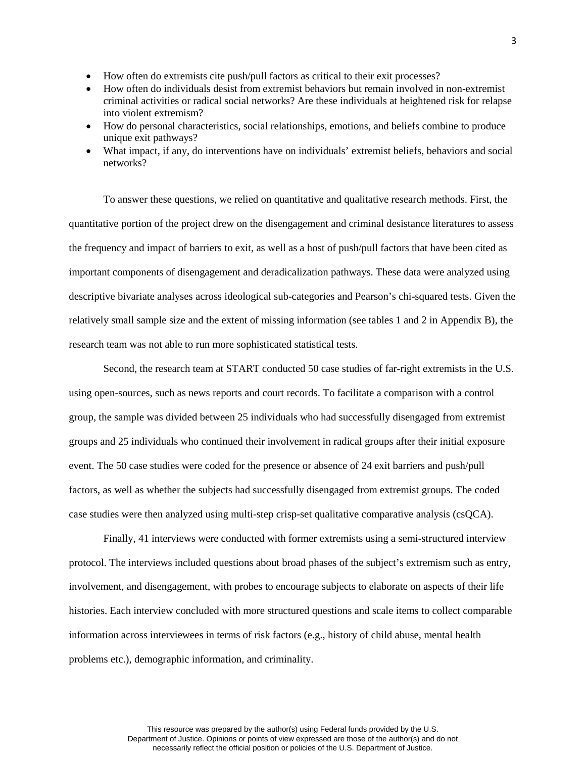- How often do extremists cite push/pull factors as critical to their exit processes?
- How often do individuals desist from extremist behaviors but remain involved in non-extremist criminal activities or radical social networks? Are these individuals at heightened risk for relapse into violent extremism?
- How do personal characteristics, social relationships, emotions, and beliefs combine to produce unique exit pathways?
- What impact, if any, do interventions have on individuals' extremist beliefs, behaviors and social networks?

To answer these questions, we relied on quantitative and qualitative research methods. First, the quantitative portion of the project drew on the disengagement and criminal desistance literatures to assess the frequency and impact of barriers to exit, as well as a host of push/pull factors that have been cited as important components of disengagement and deradicalization pathways. These data were analyzed using descriptive bivariate analyses across ideological sub-categories and Pearson's chi-squared tests. Given the relatively small sample size and the extent of missing information (see tables 1 and 2 in Appendix B), the research team was not able to run more sophisticated statistical tests.

Second, the research team at START conducted 50 case studies of far-right extremists in the U.S. using open-sources, such as news reports and court records. To facilitate a comparison with a control group, the sample was divided between 25 individuals who had successfully disengaged from extremist groups and 25 individuals who continued their involvement in radical groups after their initial exposure event. The 50 case studies were coded for the presence or absence of 24 exit barriers and push/pull factors, as well as whether the subjects had successfully disengaged from extremist groups. The coded case studies were then analyzed using multi-step crisp-set qualitative comparative analysis (csQCA).

Finally, 41 interviews were conducted with former extremists using a semi-structured interview protocol. The interviews included questions about broad phases of the subject's extremism such as entry, involvement, and disengagement, with probes to encourage subjects to elaborate on aspects of their life histories. Each interview concluded with more structured questions and scale items to collect comparable information across interviewees in terms of risk factors (e.g., history of child abuse, mental health problems etc.), demographic information, and criminality.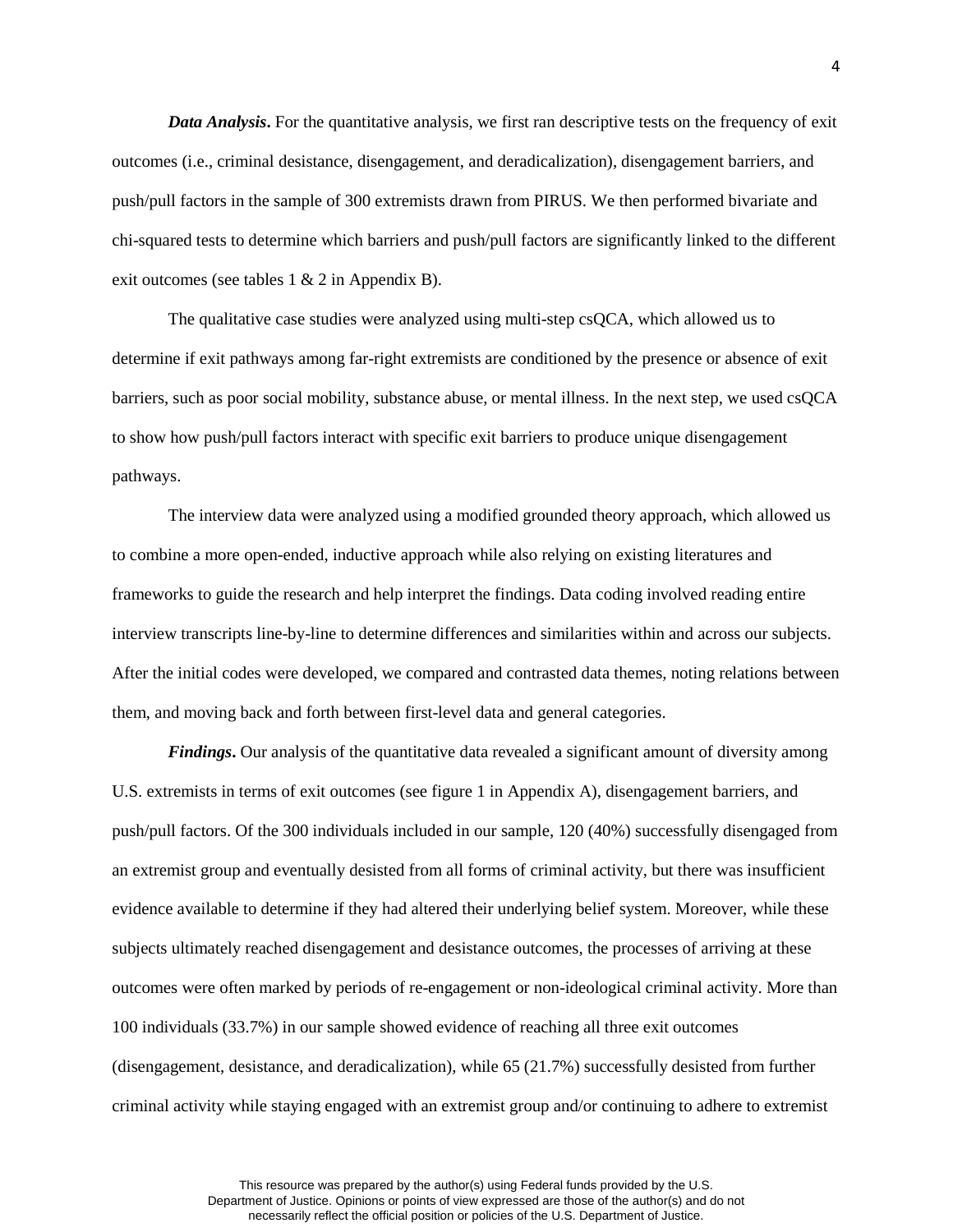***Data Analysis*.** For the quantitative analysis, we first ran descriptive tests on the frequency of exit outcomes (i.e., criminal desistance, disengagement, and deradicalization), disengagement barriers, and push/pull factors in the sample of 300 extremists drawn from PIRUS. We then performed bivariate and chi-squared tests to determine which barriers and push/pull factors are significantly linked to the different exit outcomes (see tables 1 & 2 in Appendix B).

The qualitative case studies were analyzed using multi-step csQCA, which allowed us to determine if exit pathways among far-right extremists are conditioned by the presence or absence of exit barriers, such as poor social mobility, substance abuse, or mental illness. In the next step, we used csQCA to show how push/pull factors interact with specific exit barriers to produce unique disengagement pathways.

The interview data were analyzed using a modified grounded theory approach, which allowed us to combine a more open-ended, inductive approach while also relying on existing literatures and frameworks to guide the research and help interpret the findings. Data coding involved reading entire interview transcripts line-by-line to determine differences and similarities within and across our subjects. After the initial codes were developed, we compared and contrasted data themes, noting relations between them, and moving back and forth between first-level data and general categories.

***Findings*.** Our analysis of the quantitative data revealed a significant amount of diversity among U.S. extremists in terms of exit outcomes (see figure 1 in Appendix A), disengagement barriers, and push/pull factors. Of the 300 individuals included in our sample, 120 (40%) successfully disengaged from an extremist group and eventually desisted from all forms of criminal activity, but there was insufficient evidence available to determine if they had altered their underlying belief system. Moreover, while these subjects ultimately reached disengagement and desistance outcomes, the processes of arriving at these outcomes were often marked by periods of re-engagement or non-ideological criminal activity. More than 100 individuals (33.7%) in our sample showed evidence of reaching all three exit outcomes (disengagement, desistance, and deradicalization), while 65 (21.7%) successfully desisted from further criminal activity while staying engaged with an extremist group and/or continuing to adhere to extremist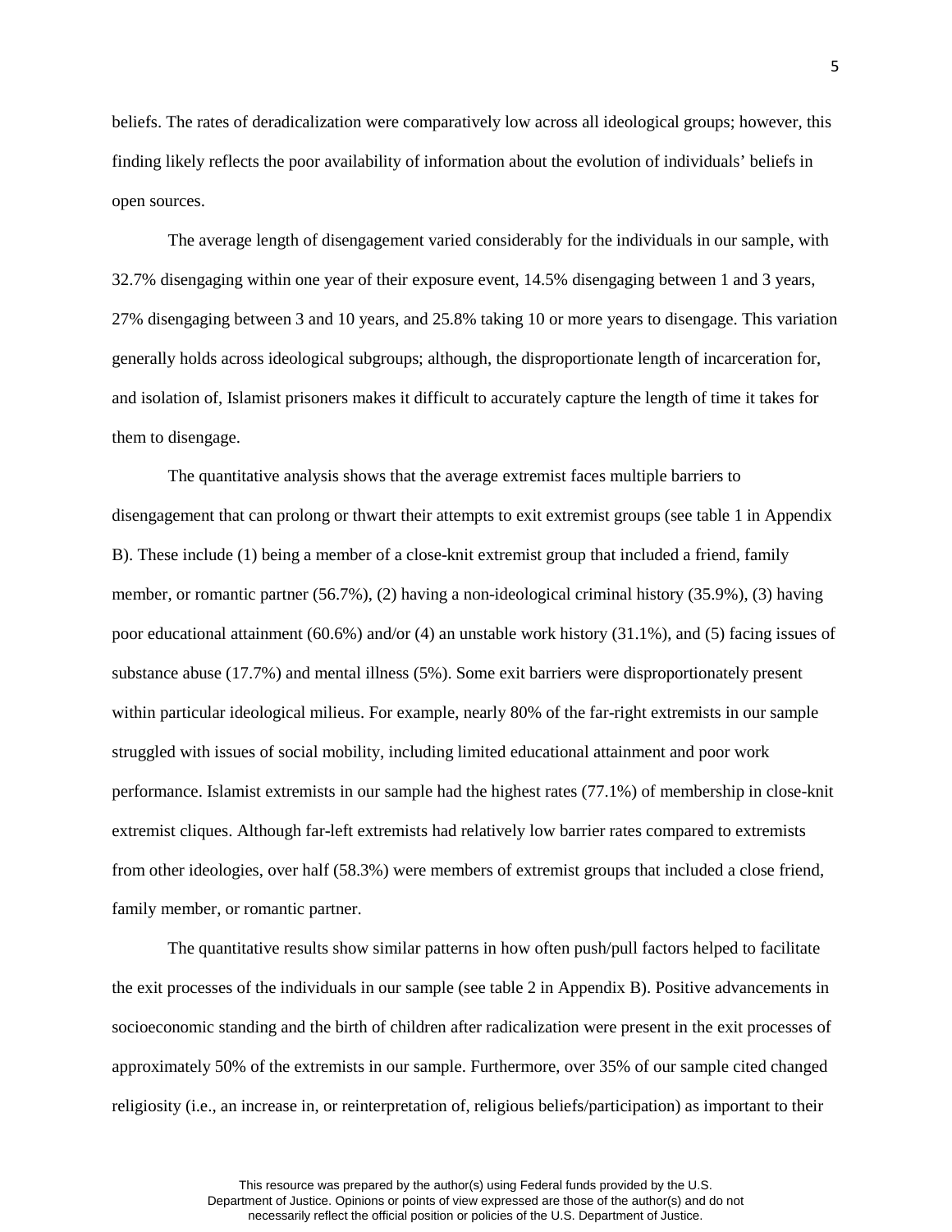beliefs. The rates of deradicalization were comparatively low across all ideological groups; however, this finding likely reflects the poor availability of information about the evolution of individuals' beliefs in open sources.

The average length of disengagement varied considerably for the individuals in our sample, with 32.7% disengaging within one year of their exposure event, 14.5% disengaging between 1 and 3 years, 27% disengaging between 3 and 10 years, and 25.8% taking 10 or more years to disengage. This variation generally holds across ideological subgroups; although, the disproportionate length of incarceration for, and isolation of, Islamist prisoners makes it difficult to accurately capture the length of time it takes for them to disengage.

The quantitative analysis shows that the average extremist faces multiple barriers to disengagement that can prolong or thwart their attempts to exit extremist groups (see table 1 in Appendix B). These include (1) being a member of a close-knit extremist group that included a friend, family member, or romantic partner (56.7%), (2) having a non-ideological criminal history (35.9%), (3) having poor educational attainment (60.6%) and/or (4) an unstable work history (31.1%), and (5) facing issues of substance abuse (17.7%) and mental illness (5%). Some exit barriers were disproportionately present within particular ideological milieus. For example, nearly 80% of the far-right extremists in our sample struggled with issues of social mobility, including limited educational attainment and poor work performance. Islamist extremists in our sample had the highest rates (77.1%) of membership in close-knit extremist cliques. Although far-left extremists had relatively low barrier rates compared to extremists from other ideologies, over half (58.3%) were members of extremist groups that included a close friend, family member, or romantic partner.

The quantitative results show similar patterns in how often push/pull factors helped to facilitate the exit processes of the individuals in our sample (see table 2 in Appendix B). Positive advancements in socioeconomic standing and the birth of children after radicalization were present in the exit processes of approximately 50% of the extremists in our sample. Furthermore, over 35% of our sample cited changed religiosity (i.e., an increase in, or reinterpretation of, religious beliefs/participation) as important to their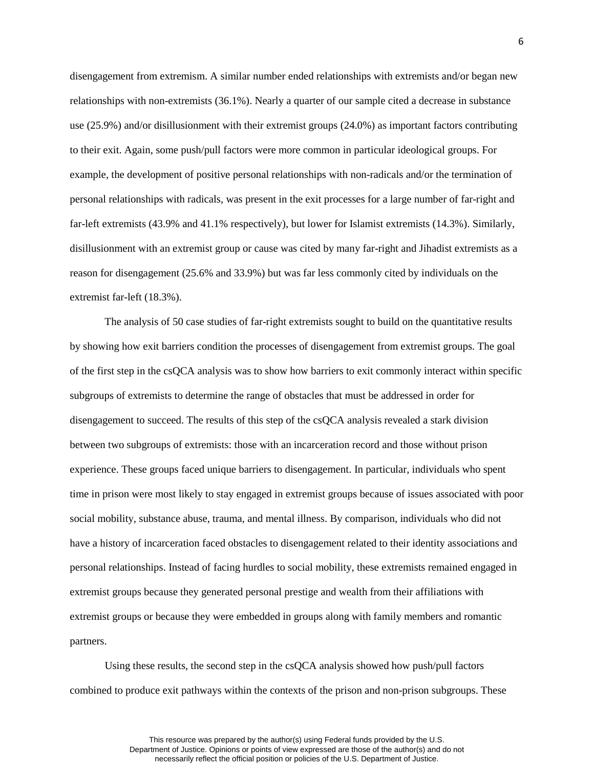disengagement from extremism. A similar number ended relationships with extremists and/or began new relationships with non-extremists (36.1%). Nearly a quarter of our sample cited a decrease in substance use (25.9%) and/or disillusionment with their extremist groups (24.0%) as important factors contributing to their exit. Again, some push/pull factors were more common in particular ideological groups. For example, the development of positive personal relationships with non-radicals and/or the termination of personal relationships with radicals, was present in the exit processes for a large number of far-right and far-left extremists (43.9% and 41.1% respectively), but lower for Islamist extremists (14.3%). Similarly, disillusionment with an extremist group or cause was cited by many far-right and Jihadist extremists as a reason for disengagement (25.6% and 33.9%) but was far less commonly cited by individuals on the extremist far-left (18.3%).

The analysis of 50 case studies of far-right extremists sought to build on the quantitative results by showing how exit barriers condition the processes of disengagement from extremist groups. The goal of the first step in the csQCA analysis was to show how barriers to exit commonly interact within specific subgroups of extremists to determine the range of obstacles that must be addressed in order for disengagement to succeed. The results of this step of the csQCA analysis revealed a stark division between two subgroups of extremists: those with an incarceration record and those without prison experience. These groups faced unique barriers to disengagement. In particular, individuals who spent time in prison were most likely to stay engaged in extremist groups because of issues associated with poor social mobility, substance abuse, trauma, and mental illness. By comparison, individuals who did not have a history of incarceration faced obstacles to disengagement related to their identity associations and personal relationships. Instead of facing hurdles to social mobility, these extremists remained engaged in extremist groups because they generated personal prestige and wealth from their affiliations with extremist groups or because they were embedded in groups along with family members and romantic partners.

Using these results, the second step in the csQCA analysis showed how push/pull factors combined to produce exit pathways within the contexts of the prison and non-prison subgroups. These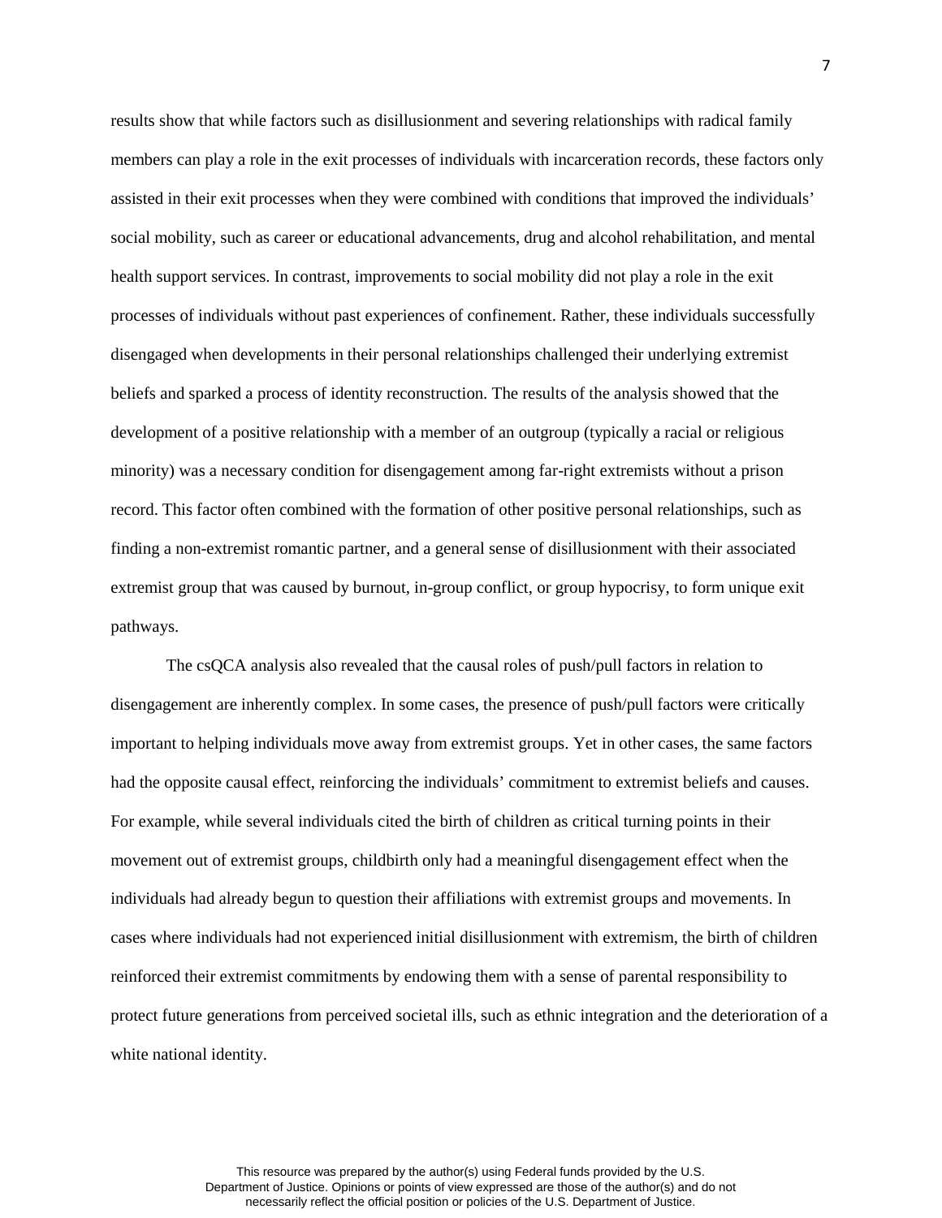results show that while factors such as disillusionment and severing relationships with radical family members can play a role in the exit processes of individuals with incarceration records, these factors only assisted in their exit processes when they were combined with conditions that improved the individuals' social mobility, such as career or educational advancements, drug and alcohol rehabilitation, and mental health support services. In contrast, improvements to social mobility did not play a role in the exit processes of individuals without past experiences of confinement. Rather, these individuals successfully disengaged when developments in their personal relationships challenged their underlying extremist beliefs and sparked a process of identity reconstruction. The results of the analysis showed that the development of a positive relationship with a member of an outgroup (typically a racial or religious minority) was a necessary condition for disengagement among far-right extremists without a prison record. This factor often combined with the formation of other positive personal relationships, such as finding a non-extremist romantic partner, and a general sense of disillusionment with their associated extremist group that was caused by burnout, in-group conflict, or group hypocrisy, to form unique exit pathways.

The csQCA analysis also revealed that the causal roles of push/pull factors in relation to disengagement are inherently complex. In some cases, the presence of push/pull factors were critically important to helping individuals move away from extremist groups. Yet in other cases, the same factors had the opposite causal effect, reinforcing the individuals' commitment to extremist beliefs and causes. For example, while several individuals cited the birth of children as critical turning points in their movement out of extremist groups, childbirth only had a meaningful disengagement effect when the individuals had already begun to question their affiliations with extremist groups and movements. In cases where individuals had not experienced initial disillusionment with extremism, the birth of children reinforced their extremist commitments by endowing them with a sense of parental responsibility to protect future generations from perceived societal ills, such as ethnic integration and the deterioration of a white national identity.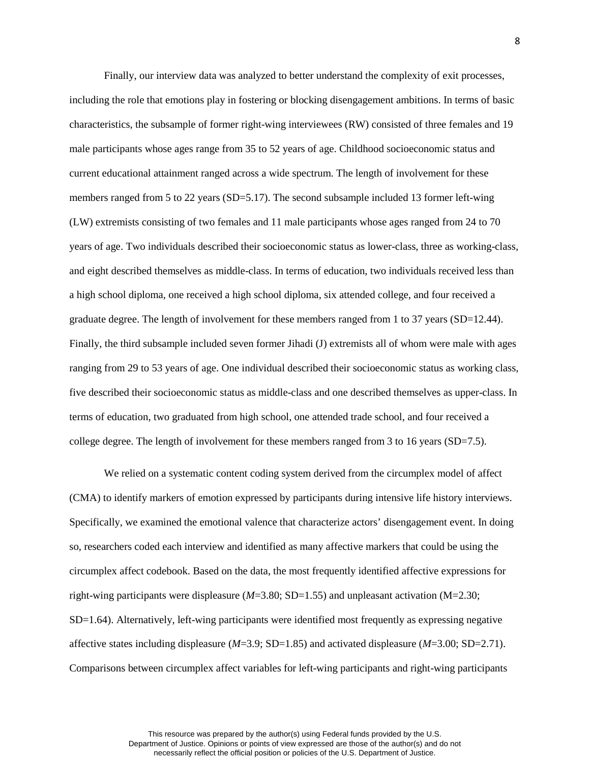Finally, our interview data was analyzed to better understand the complexity of exit processes, including the role that emotions play in fostering or blocking disengagement ambitions. In terms of basic characteristics, the subsample of former right-wing interviewees (RW) consisted of three females and 19 male participants whose ages range from 35 to 52 years of age. Childhood socioeconomic status and current educational attainment ranged across a wide spectrum. The length of involvement for these members ranged from 5 to 22 years (SD=5.17). The second subsample included 13 former left-wing (LW) extremists consisting of two females and 11 male participants whose ages ranged from 24 to 70 years of age. Two individuals described their socioeconomic status as lower-class, three as working-class, and eight described themselves as middle-class. In terms of education, two individuals received less than a high school diploma, one received a high school diploma, six attended college, and four received a graduate degree. The length of involvement for these members ranged from 1 to 37 years (SD=12.44). Finally, the third subsample included seven former Jihadi (J) extremists all of whom were male with ages ranging from 29 to 53 years of age. One individual described their socioeconomic status as working class, five described their socioeconomic status as middle-class and one described themselves as upper-class. In terms of education, two graduated from high school, one attended trade school, and four received a college degree. The length of involvement for these members ranged from 3 to 16 years (SD=7.5).

We relied on a systematic content coding system derived from the circumplex model of affect (CMA) to identify markers of emotion expressed by participants during intensive life history interviews. Specifically, we examined the emotional valence that characterize actors' disengagement event. In doing so, researchers coded each interview and identified as many affective markers that could be using the circumplex affect codebook. Based on the data, the most frequently identified affective expressions for right-wing participants were displeasure (*M*=3.80; SD=1.55) and unpleasant activation (M=2.30; SD=1.64). Alternatively, left-wing participants were identified most frequently as expressing negative affective states including displeasure (*M*=3.9; SD=1.85) and activated displeasure (*M*=3.00; SD=2.71). Comparisons between circumplex affect variables for left-wing participants and right-wing participants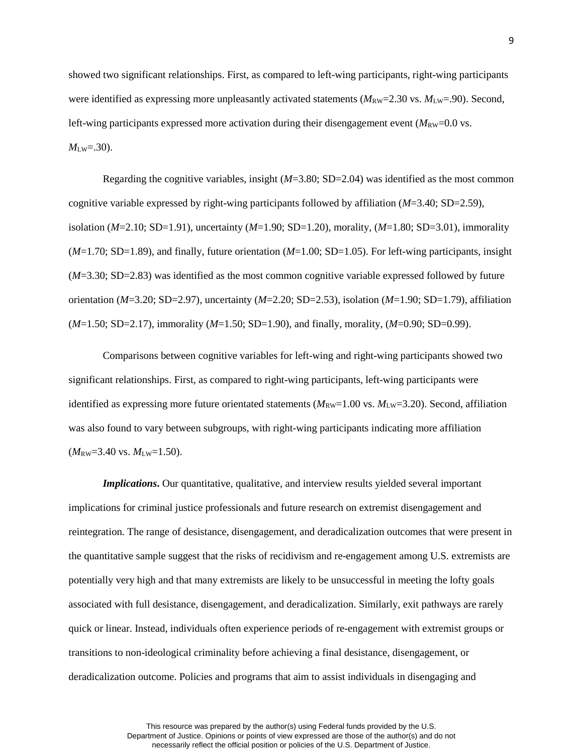showed two significant relationships. First, as compared to left-wing participants, right-wing participants were identified as expressing more unpleasantly activated statements ($M_{RW}$=2.30 vs. $M_{LW}$=.90). Second, left-wing participants expressed more activation during their disengagement event ($M_{RW}$=0.0 vs. $M_{LW}$=.30).

Regarding the cognitive variables, insight ($M$=3.80; SD=2.04) was identified as the most common cognitive variable expressed by right-wing participants followed by affiliation ($M$=3.40; SD=2.59), isolation ($M$=2.10; SD=1.91), uncertainty ($M$=1.90; SD=1.20), morality, ($M$=1.80; SD=3.01), immorality ($M$=1.70; SD=1.89), and finally, future orientation ($M$=1.00; SD=1.05). For left-wing participants, insight ($M$=3.30; SD=2.83) was identified as the most common cognitive variable expressed followed by future orientation ($M$=3.20; SD=2.97), uncertainty ($M$=2.20; SD=2.53), isolation ($M$=1.90; SD=1.79), affiliation ($M$=1.50; SD=2.17), immorality ($M$=1.50; SD=1.90), and finally, morality, ($M$=0.90; SD=0.99).

Comparisons between cognitive variables for left-wing and right-wing participants showed two significant relationships. First, as compared to right-wing participants, left-wing participants were identified as expressing more future orientated statements ($M_{RW}$=1.00 vs. $M_{LW}$=3.20). Second, affiliation was also found to vary between subgroups, with right-wing participants indicating more affiliation ($M_{RW}$=3.40 vs. $M_{LW}$=1.50).

***Implications.*** Our quantitative, qualitative, and interview results yielded several important implications for criminal justice professionals and future research on extremist disengagement and reintegration. The range of desistance, disengagement, and deradicalization outcomes that were present in the quantitative sample suggest that the risks of recidivism and re-engagement among U.S. extremists are potentially very high and that many extremists are likely to be unsuccessful in meeting the lofty goals associated with full desistance, disengagement, and deradicalization. Similarly, exit pathways are rarely quick or linear. Instead, individuals often experience periods of re-engagement with extremist groups or transitions to non-ideological criminality before achieving a final desistance, disengagement, or deradicalization outcome. Policies and programs that aim to assist individuals in disengaging and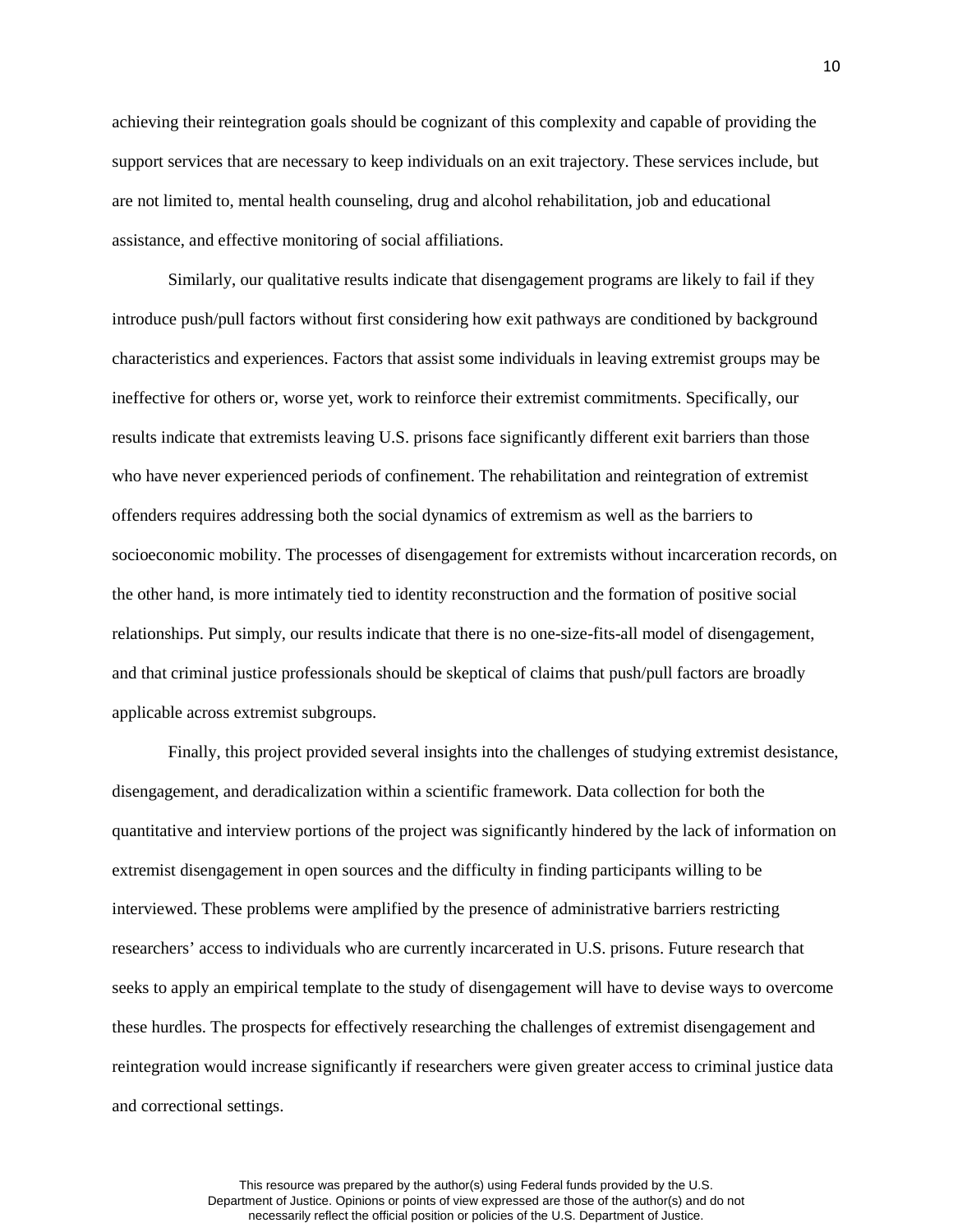achieving their reintegration goals should be cognizant of this complexity and capable of providing the support services that are necessary to keep individuals on an exit trajectory. These services include, but are not limited to, mental health counseling, drug and alcohol rehabilitation, job and educational assistance, and effective monitoring of social affiliations.

Similarly, our qualitative results indicate that disengagement programs are likely to fail if they introduce push/pull factors without first considering how exit pathways are conditioned by background characteristics and experiences. Factors that assist some individuals in leaving extremist groups may be ineffective for others or, worse yet, work to reinforce their extremist commitments. Specifically, our results indicate that extremists leaving U.S. prisons face significantly different exit barriers than those who have never experienced periods of confinement. The rehabilitation and reintegration of extremist offenders requires addressing both the social dynamics of extremism as well as the barriers to socioeconomic mobility. The processes of disengagement for extremists without incarceration records, on the other hand, is more intimately tied to identity reconstruction and the formation of positive social relationships. Put simply, our results indicate that there is no one-size-fits-all model of disengagement, and that criminal justice professionals should be skeptical of claims that push/pull factors are broadly applicable across extremist subgroups.

Finally, this project provided several insights into the challenges of studying extremist desistance, disengagement, and deradicalization within a scientific framework. Data collection for both the quantitative and interview portions of the project was significantly hindered by the lack of information on extremist disengagement in open sources and the difficulty in finding participants willing to be interviewed. These problems were amplified by the presence of administrative barriers restricting researchers' access to individuals who are currently incarcerated in U.S. prisons. Future research that seeks to apply an empirical template to the study of disengagement will have to devise ways to overcome these hurdles. The prospects for effectively researching the challenges of extremist disengagement and reintegration would increase significantly if researchers were given greater access to criminal justice data and correctional settings.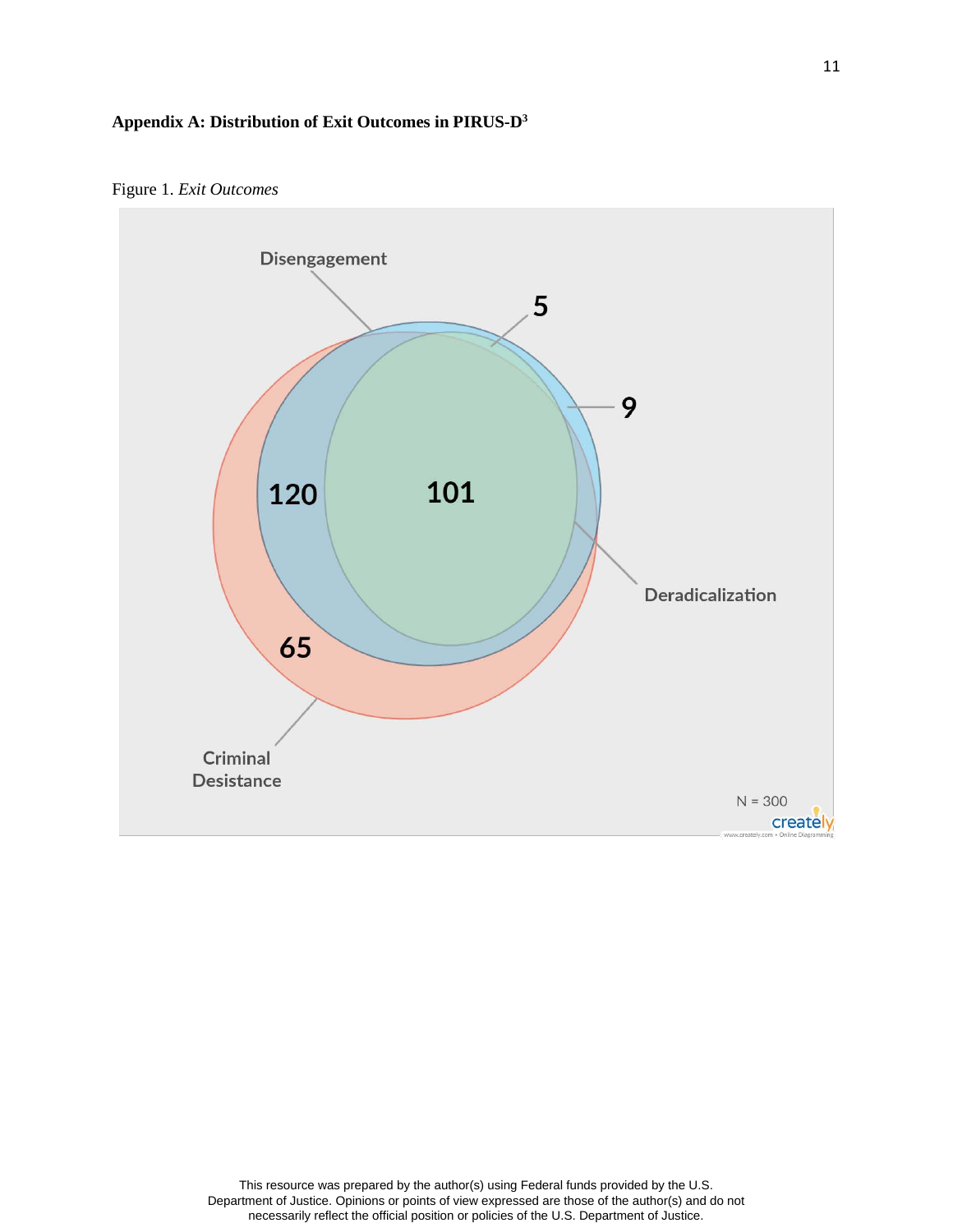**Appendix A: Distribution of Exit Outcomes in PIRUS-D[3]**

Figure 1. *Exit Outcomes*

Disengagement

5

9

120

101

Deradicalization

65

Criminal Desistance

N = 300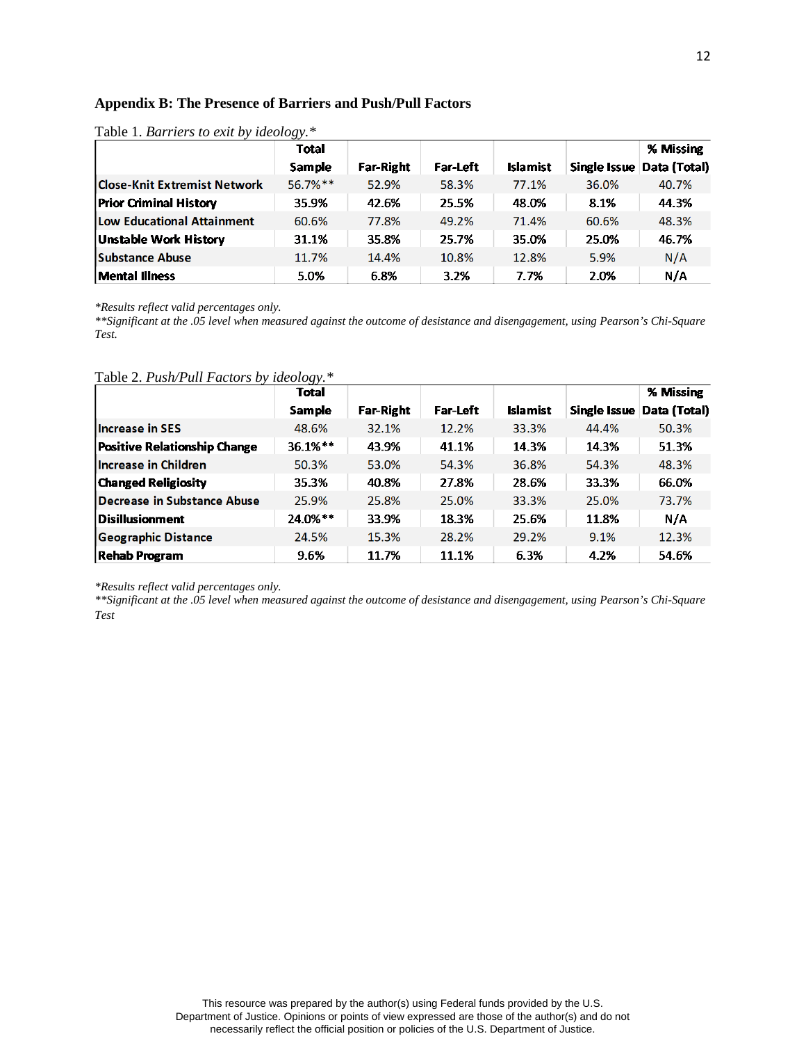## Appendix B: The Presence of Barriers and Push/Pull Factors

Table 1. *Barriers to exit by ideology.**

| | Total Sample | Far-Right | Far-Left | Islamist | Single Issue | % Missing Data (Total) |
|---|---|---|---|---|---|---|
| Close-Knit Extremist Network | 56.7%** | 52.9% | 58.3% | 77.1% | 36.0% | 40.7% |
| Prior Criminal History | 35.9% | 42.6% | 25.5% | 48.0% | 8.1% | 44.3% |
| Low Educational Attainment | 60.6% | 77.8% | 49.2% | 71.4% | 60.6% | 48.3% |
| Unstable Work History | 31.1% | 35.8% | 25.7% | 35.0% | 25.0% | 46.7% |
| Substance Abuse | 11.7% | 14.4% | 10.8% | 12.8% | 5.9% | N/A |
| Mental Illness | 5.0% | 6.8% | 3.2% | 7.7% | 2.0% | N/A |

*\*Results reflect valid percentages only.*

*\*\*Significant at the .05 level when measured against the outcome of desistance and disengagement, using Pearson's Chi-Square Test.*

Table 2. *Push/Pull Factors by ideology.**

| | Total Sample | Far-Right | Far-Left | Islamist | Single Issue | % Missing Data (Total) |
|---|---|---|---|---|---|---|
| Increase in SES | 48.6% | 32.1% | 12.2% | 33.3% | 44.4% | 50.3% |
| Positive Relationship Change | 36.1%** | 43.9% | 41.1% | 14.3% | 14.3% | 51.3% |
| Increase in Children | 50.3% | 53.0% | 54.3% | 36.8% | 54.3% | 48.3% |
| Changed Religiosity | 35.3% | 40.8% | 27.8% | 28.6% | 33.3% | 66.0% |
| Decrease in Substance Abuse | 25.9% | 25.8% | 25.0% | 33.3% | 25.0% | 73.7% |
| Disillusionment | 24.0%** | 33.9% | 18.3% | 25.6% | 11.8% | N/A |
| Geographic Distance | 24.5% | 15.3% | 28.2% | 29.2% | 9.1% | 12.3% |
| Rehab Program | 9.6% | 11.7% | 11.1% | 6.3% | 4.2% | 54.6% |

*\*Results reflect valid percentages only.*

*\*\*Significant at the .05 level when measured against the outcome of desistance and disengagement, using Pearson's Chi-Square Test*

This resource was prepared by the author(s) using Federal funds provided by the U.S. Department of Justice. Opinions or points of view expressed are those of the author(s) and do not necessarily reflect the official position or policies of the U.S. Department of Justice.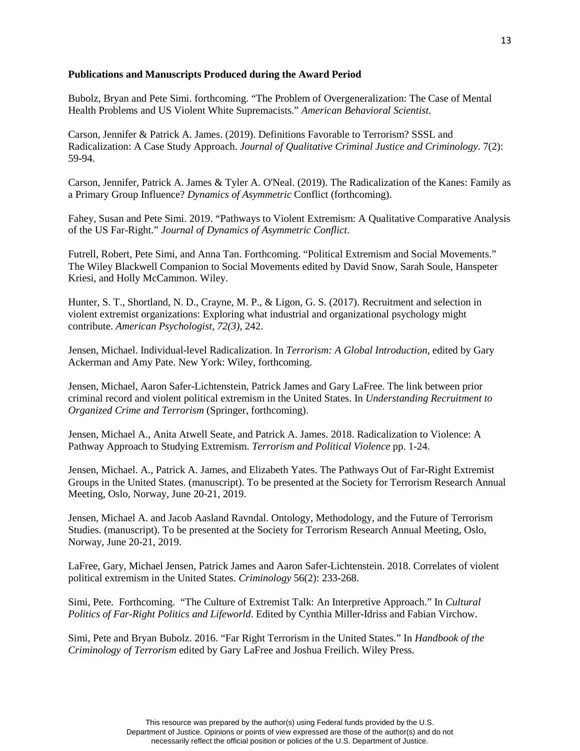**Publications and Manuscripts Produced during the Award Period**

Bubolz, Bryan and Pete Simi. forthcoming. "The Problem of Overgeneralization: The Case of Mental Health Problems and US Violent White Supremacists." *American Behavioral Scientist*.

Carson, Jennifer & Patrick A. James. (2019). Definitions Favorable to Terrorism? SSSL and Radicalization: A Case Study Approach. *Journal of Qualitative Criminal Justice and Criminology*. 7(2): 59-94.

Carson, Jennifer, Patrick A. James & Tyler A. O'Neal. (2019). The Radicalization of the Kanes: Family as a Primary Group Influence? *Dynamics of Asymmetric* Conflict (forthcoming).

Fahey, Susan and Pete Simi. 2019. "Pathways to Violent Extremism: A Qualitative Comparative Analysis of the US Far-Right." *Journal of Dynamics of Asymmetric Conflict*.

Futrell, Robert, Pete Simi, and Anna Tan. Forthcoming. "Political Extremism and Social Movements." The Wiley Blackwell Companion to Social Movements edited by David Snow, Sarah Soule, Hanspeter Kriesi, and Holly McCammon. Wiley.

Hunter, S. T., Shortland, N. D., Crayne, M. P., & Ligon, G. S. (2017). Recruitment and selection in violent extremist organizations: Exploring what industrial and organizational psychology might contribute. *American Psychologist*, *72(3)*, 242.

Jensen, Michael. Individual-level Radicalization. In *Terrorism: A Global Introduction*, edited by Gary Ackerman and Amy Pate. New York: Wiley, forthcoming.

Jensen, Michael, Aaron Safer-Lichtenstein, Patrick James and Gary LaFree. The link between prior criminal record and violent political extremism in the United States. In *Understanding Recruitment to Organized Crime and Terrorism* (Springer, forthcoming).

Jensen, Michael A., Anita Atwell Seate, and Patrick A. James. 2018. Radicalization to Violence: A Pathway Approach to Studying Extremism. *Terrorism and Political Violence* pp. 1-24.

Jensen, Michael. A., Patrick A. James, and Elizabeth Yates. The Pathways Out of Far-Right Extremist Groups in the United States. (manuscript). To be presented at the Society for Terrorism Research Annual Meeting, Oslo, Norway, June 20-21, 2019.

Jensen, Michael A. and Jacob Aasland Ravndal. Ontology, Methodology, and the Future of Terrorism Studies. (manuscript). To be presented at the Society for Terrorism Research Annual Meeting, Oslo, Norway, June 20-21, 2019.

LaFree, Gary, Michael Jensen, Patrick James and Aaron Safer-Lichtenstein. 2018. Correlates of violent political extremism in the United States. *Criminology* 56(2): 233-268.

Simi, Pete. Forthcoming. "The Culture of Extremist Talk: An Interpretive Approach." In *Cultural Politics of Far-Right Politics and Lifeworld*. Edited by Cynthia Miller-Idriss and Fabian Virchow.

Simi, Pete and Bryan Bubolz. 2016. "Far Right Terrorism in the United States." In *Handbook of the Criminology of Terrorism* edited by Gary LaFree and Joshua Freilich. Wiley Press.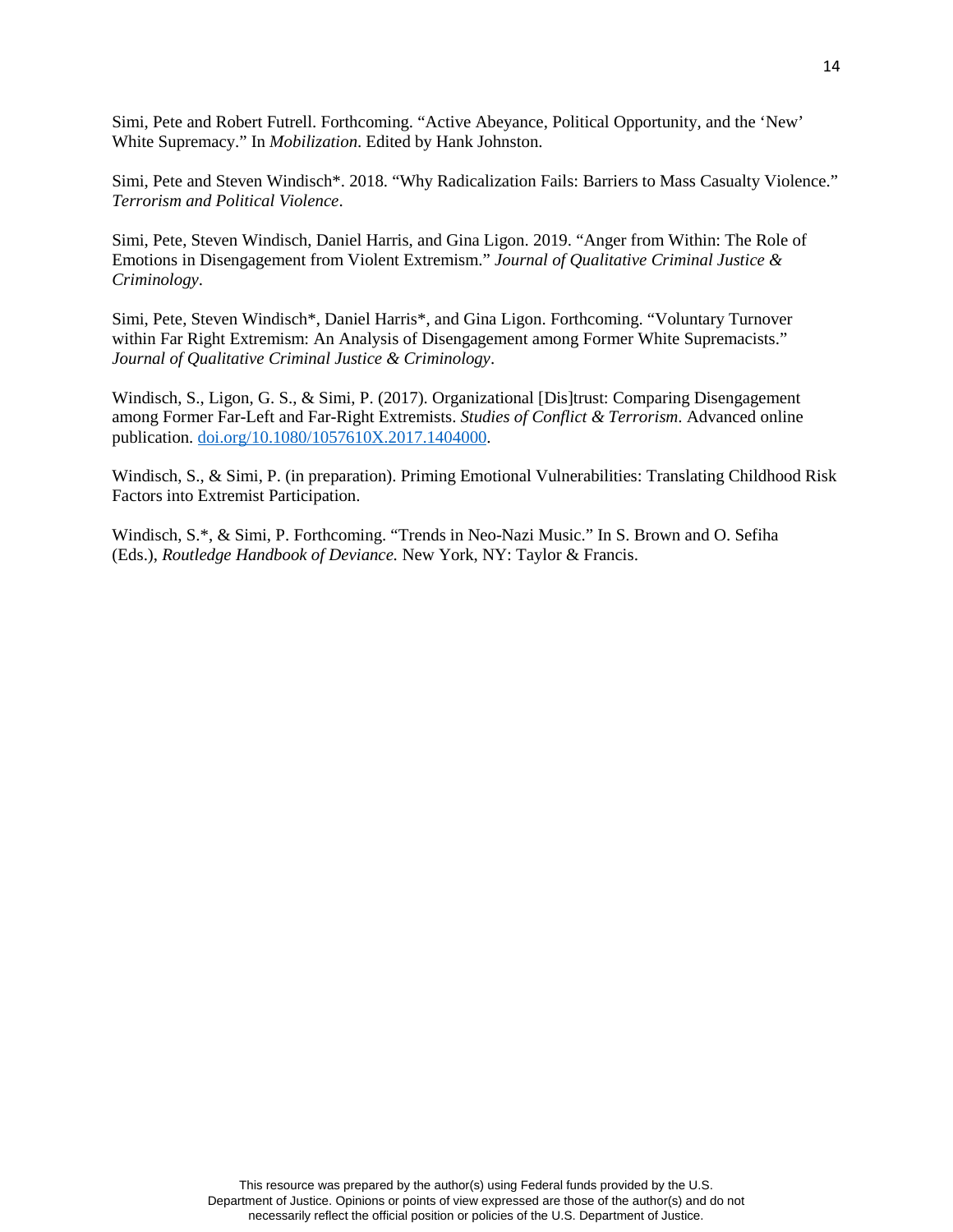Simi, Pete and Robert Futrell. Forthcoming. "Active Abeyance, Political Opportunity, and the 'New' White Supremacy." In *Mobilization*. Edited by Hank Johnston.

Simi, Pete and Steven Windisch*. 2018. "Why Radicalization Fails: Barriers to Mass Casualty Violence." *Terrorism and Political Violence*.

Simi, Pete, Steven Windisch, Daniel Harris, and Gina Ligon. 2019. "Anger from Within: The Role of Emotions in Disengagement from Violent Extremism." *Journal of Qualitative Criminal Justice & Criminology*.

Simi, Pete, Steven Windisch*, Daniel Harris*, and Gina Ligon. Forthcoming. "Voluntary Turnover within Far Right Extremism: An Analysis of Disengagement among Former White Supremacists." *Journal of Qualitative Criminal Justice & Criminology*.

Windisch, S., Ligon, G. S., & Simi, P. (2017). Organizational [Dis]trust: Comparing Disengagement among Former Far-Left and Far-Right Extremists. *Studies of Conflict & Terrorism*. Advanced online publication. doi.org/10.1080/1057610X.2017.1404000.

Windisch, S., & Simi, P. (in preparation). Priming Emotional Vulnerabilities: Translating Childhood Risk Factors into Extremist Participation.

Windisch, S.*, & Simi, P. Forthcoming. "Trends in Neo-Nazi Music." In S. Brown and O. Sefiha (Eds.), *Routledge Handbook of Deviance.* New York, NY: Taylor & Francis.

This resource was prepared by the author(s) using Federal funds provided by the U.S. Department of Justice. Opinions or points of view expressed are those of the author(s) and do not necessarily reflect the official position or policies of the U.S. Department of Justice.